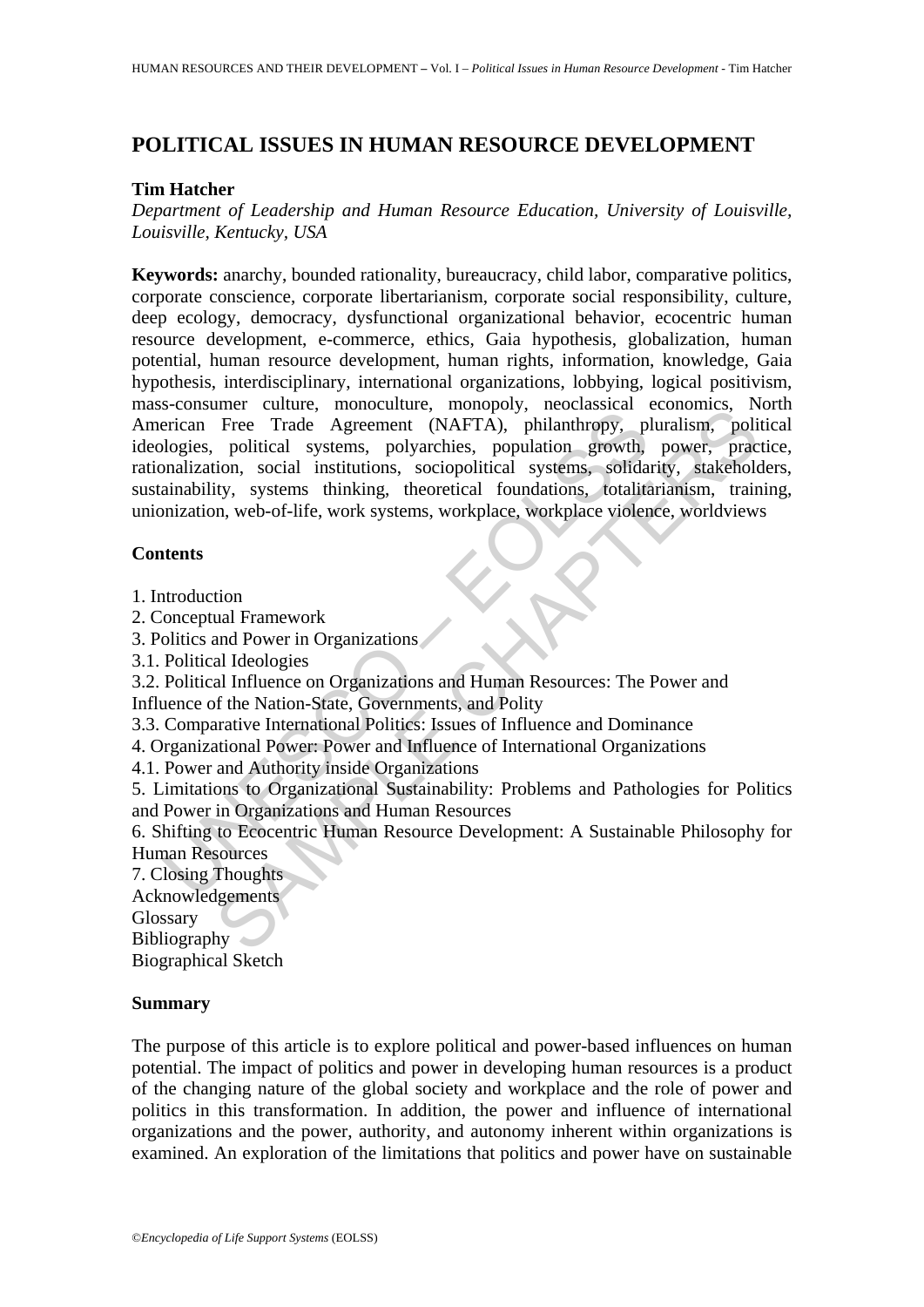# POLITICAL ISSUES IN HUMAN RESOURCE DEVELOPMENT

**Tim Hatcher**

*Department of Leadership and Human Resource Education, University of Louisville, Louisville, Kentucky, USA*

**Keywords:** anarchy, bounded rationality, bureaucracy, child labor, comparative politics, corporate conscience, corporate libertarianism, corporate social responsibility, culture, deep ecology, democracy, dysfunctional organizational behavior, ecocentric human resource development, e-commerce, ethics, Gaia hypothesis, globalization, human potential, human resource development, human rights, information, knowledge, Gaia hypothesis, interdisciplinary, international organizations, lobbying, logical positivism, mass-consumer culture, monoculture, monopoly, neoclassical economics, North American Free Trade Agreement (NAFTA), philanthropy, pluralism, political ideologies, political systems, polyarchies, population growth, power, practice, rationalization, social institutions, sociopolitical systems, solidarity, stakeholders, sustainability, systems thinking, theoretical foundations, totalitarianism, training, unionization, web-of-life, work systems, workplace, workplace violence, worldviews

## Contents

1. Introduction
2. Conceptual Framework
3. Politics and Power in Organizations
3.1. Political Ideologies
3.2. Political Influence on Organizations and Human Resources: The Power and Influence of the Nation-State, Governments, and Polity
3.3. Comparative International Politics: Issues of Influence and Dominance
4. Organizational Power: Power and Influence of International Organizations
4.1. Power and Authority inside Organizations
5. Limitations to Organizational Sustainability: Problems and Pathologies for Politics and Power in Organizations and Human Resources
6. Shifting to Ecocentric Human Resource Development: A Sustainable Philosophy for Human Resources
7. Closing Thoughts
Acknowledgements
Glossary
Bibliography
Biographical Sketch

## Summary

The purpose of this article is to explore political and power-based influences on human potential. The impact of politics and power in developing human resources is a product of the changing nature of the global society and workplace and the role of power and politics in this transformation. In addition, the power and influence of international organizations and the power, authority, and autonomy inherent within organizations is examined. An exploration of the limitations that politics and power have on sustainable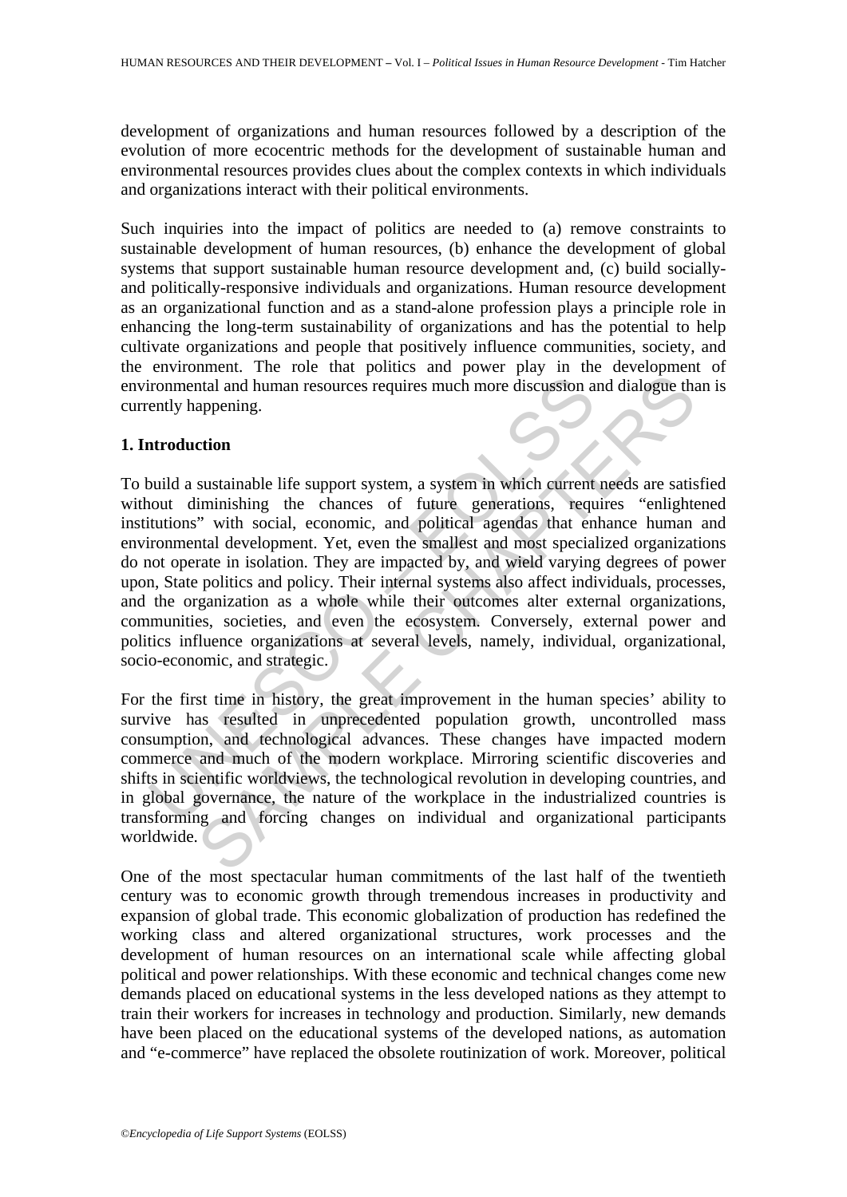development of organizations and human resources followed by a description of the evolution of more ecocentric methods for the development of sustainable human and environmental resources provides clues about the complex contexts in which individuals and organizations interact with their political environments.

Such inquiries into the impact of politics are needed to (a) remove constraints to sustainable development of human resources, (b) enhance the development of global systems that support sustainable human resource development and, (c) build socially- and politically-responsive individuals and organizations. Human resource development as an organizational function and as a stand-alone profession plays a principle role in enhancing the long-term sustainability of organizations and has the potential to help cultivate organizations and people that positively influence communities, society, and the environment. The role that politics and power play in the development of environmental and human resources requires much more discussion and dialogue than is currently happening.

## 1. Introduction

To build a sustainable life support system, a system in which current needs are satisfied without diminishing the chances of future generations, requires "enlightened institutions" with social, economic, and political agendas that enhance human and environmental development. Yet, even the smallest and most specialized organizations do not operate in isolation. They are impacted by, and wield varying degrees of power upon, State politics and policy. Their internal systems also affect individuals, processes, and the organization as a whole while their outcomes alter external organizations, communities, societies, and even the ecosystem. Conversely, external power and politics influence organizations at several levels, namely, individual, organizational, socio-economic, and strategic.

For the first time in history, the great improvement in the human species' ability to survive has resulted in unprecedented population growth, uncontrolled mass consumption, and technological advances. These changes have impacted modern commerce and much of the modern workplace. Mirroring scientific discoveries and shifts in scientific worldviews, the technological revolution in developing countries, and in global governance, the nature of the workplace in the industrialized countries is transforming and forcing changes on individual and organizational participants worldwide.

One of the most spectacular human commitments of the last half of the twentieth century was to economic growth through tremendous increases in productivity and expansion of global trade. This economic globalization of production has redefined the working class and altered organizational structures, work processes and the development of human resources on an international scale while affecting global political and power relationships. With these economic and technical changes come new demands placed on educational systems in the less developed nations as they attempt to train their workers for increases in technology and production. Similarly, new demands have been placed on the educational systems of the developed nations, as automation and "e-commerce" have replaced the obsolete routinization of work. Moreover, political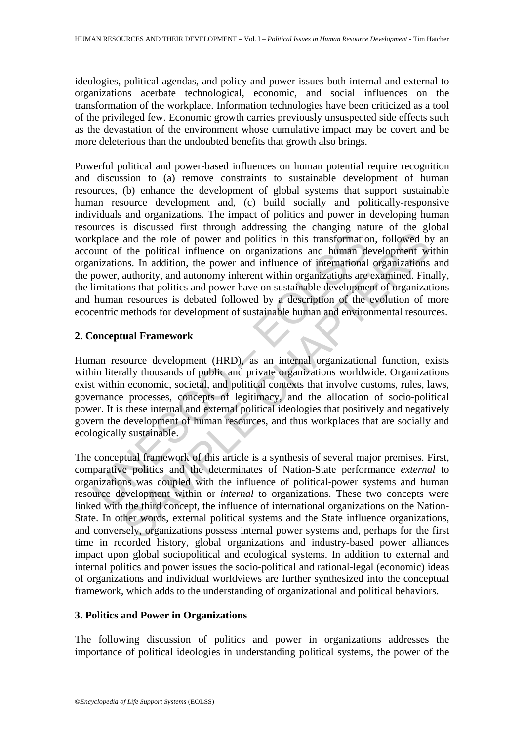ideologies, political agendas, and policy and power issues both internal and external to organizations acerbate technological, economic, and social influences on the transformation of the workplace. Information technologies have been criticized as a tool of the privileged few. Economic growth carries previously unsuspected side effects such as the devastation of the environment whose cumulative impact may be covert and be more deleterious than the undoubted benefits that growth also brings.

Powerful political and power-based influences on human potential require recognition and discussion to (a) remove constraints to sustainable development of human resources, (b) enhance the development of global systems that support sustainable human resource development and, (c) build socially and politically-responsive individuals and organizations. The impact of politics and power in developing human resources is discussed first through addressing the changing nature of the global workplace and the role of power and politics in this transformation, followed by an account of the political influence on organizations and human development within organizations. In addition, the power and influence of international organizations and the power, authority, and autonomy inherent within organizations are examined. Finally, the limitations that politics and power have on sustainable development of organizations and human resources is debated followed by a description of the evolution of more ecocentric methods for development of sustainable human and environmental resources.

## 2. Conceptual Framework

Human resource development (HRD), as an internal organizational function, exists within literally thousands of public and private organizations worldwide. Organizations exist within economic, societal, and political contexts that involve customs, rules, laws, governance processes, concepts of legitimacy, and the allocation of socio-political power. It is these internal and external political ideologies that positively and negatively govern the development of human resources, and thus workplaces that are socially and ecologically sustainable.

The conceptual framework of this article is a synthesis of several major premises. First, comparative politics and the determinates of Nation-State performance *external* to organizations was coupled with the influence of political-power systems and human resource development within or *internal* to organizations. These two concepts were linked with the third concept, the influence of international organizations on the Nation-State. In other words, external political systems and the State influence organizations, and conversely, organizations possess internal power systems and, perhaps for the first time in recorded history, global organizations and industry-based power alliances impact upon global sociopolitical and ecological systems. In addition to external and internal politics and power issues the socio-political and rational-legal (economic) ideas of organizations and individual worldviews are further synthesized into the conceptual framework, which adds to the understanding of organizational and political behaviors.

## 3. Politics and Power in Organizations

The following discussion of politics and power in organizations addresses the importance of political ideologies in understanding political systems, the power of the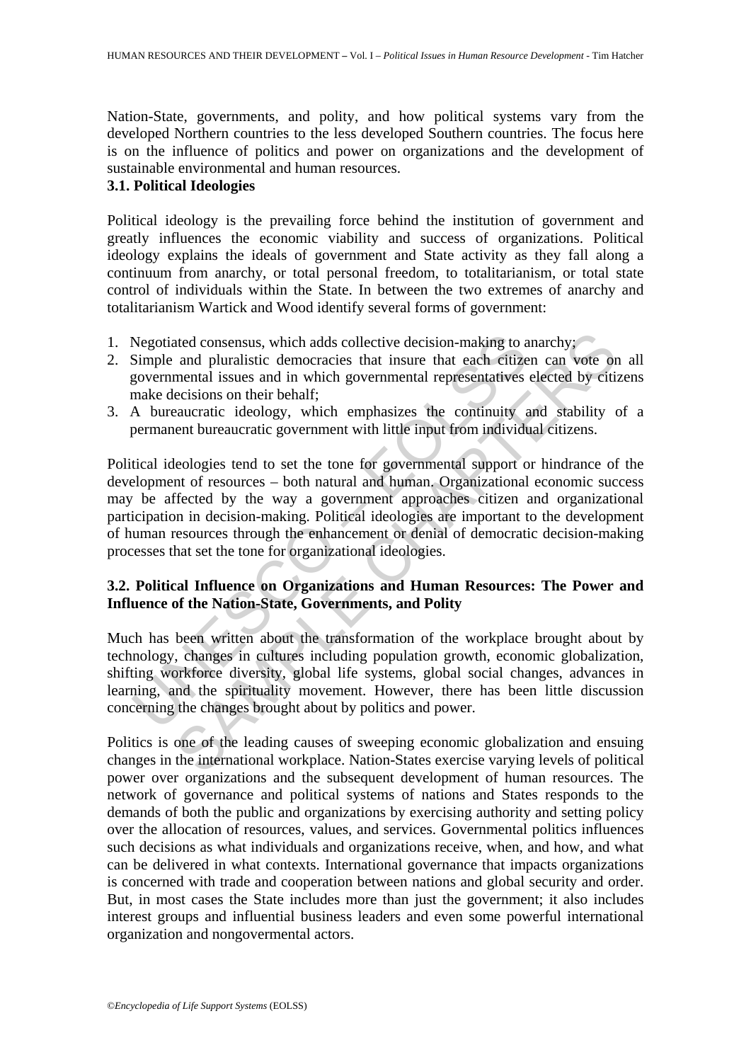Nation-State, governments, and polity, and how political systems vary from the developed Northern countries to the less developed Southern countries. The focus here is on the influence of politics and power on organizations and the development of sustainable environmental and human resources.

### 3.1. Political Ideologies

Political ideology is the prevailing force behind the institution of government and greatly influences the economic viability and success of organizations. Political ideology explains the ideals of government and State activity as they fall along a continuum from anarchy, or total personal freedom, to totalitarianism, or total state control of individuals within the State. In between the two extremes of anarchy and totalitarianism Wartick and Wood identify several forms of government:

1. Negotiated consensus, which adds collective decision-making to anarchy;
2. Simple and pluralistic democracies that insure that each citizen can vote on all governmental issues and in which governmental representatives elected by citizens make decisions on their behalf;
3. A bureaucratic ideology, which emphasizes the continuity and stability of a permanent bureaucratic government with little input from individual citizens.

Political ideologies tend to set the tone for governmental support or hindrance of the development of resources – both natural and human. Organizational economic success may be affected by the way a government approaches citizen and organizational participation in decision-making. Political ideologies are important to the development of human resources through the enhancement or denial of democratic decision-making processes that set the tone for organizational ideologies.

### 3.2. Political Influence on Organizations and Human Resources: The Power and Influence of the Nation-State, Governments, and Polity

Much has been written about the transformation of the workplace brought about by technology, changes in cultures including population growth, economic globalization, shifting workforce diversity, global life systems, global social changes, advances in learning, and the spirituality movement. However, there has been little discussion concerning the changes brought about by politics and power.

Politics is one of the leading causes of sweeping economic globalization and ensuing changes in the international workplace. Nation-States exercise varying levels of political power over organizations and the subsequent development of human resources. The network of governance and political systems of nations and States responds to the demands of both the public and organizations by exercising authority and setting policy over the allocation of resources, values, and services. Governmental politics influences such decisions as what individuals and organizations receive, when, and how, and what can be delivered in what contexts. International governance that impacts organizations is concerned with trade and cooperation between nations and global security and order. But, in most cases the State includes more than just the government; it also includes interest groups and influential business leaders and even some powerful international organization and nongovermental actors.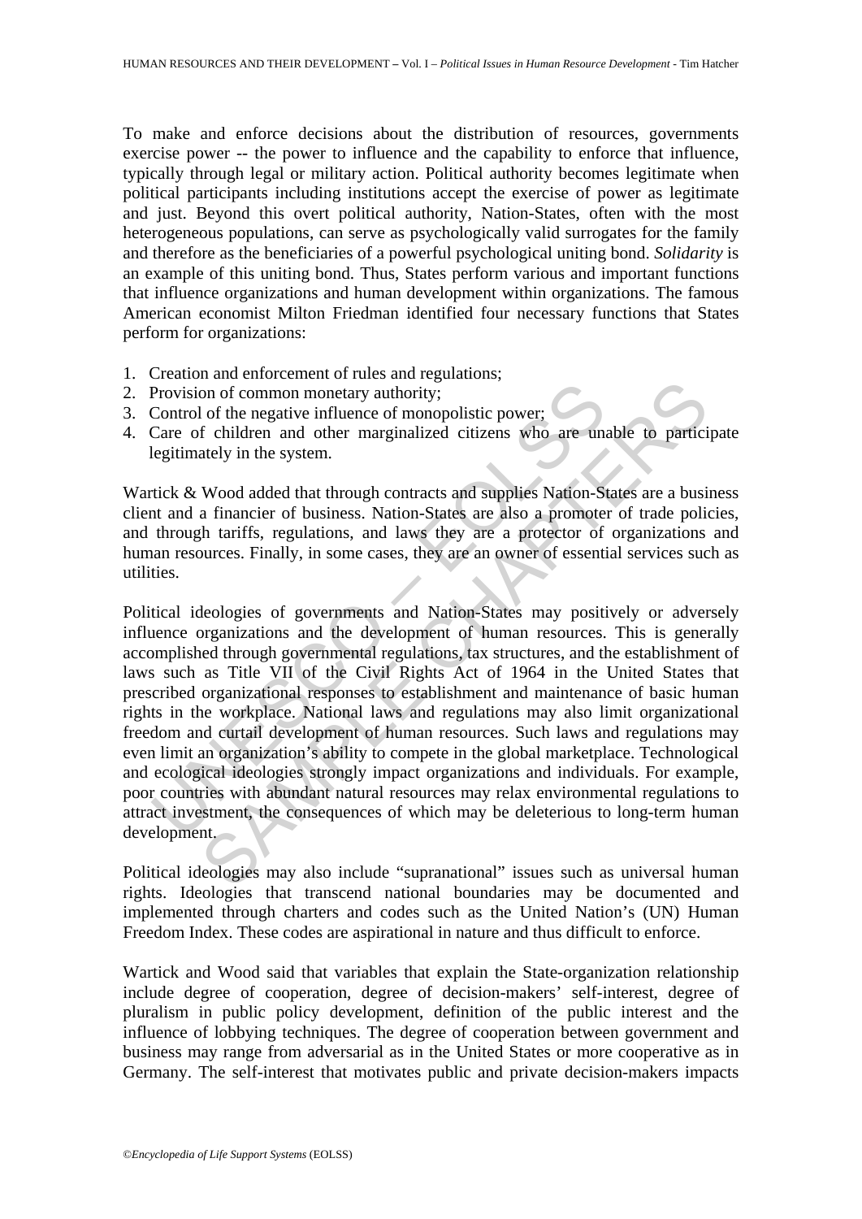To make and enforce decisions about the distribution of resources, governments exercise power -- the power to influence and the capability to enforce that influence, typically through legal or military action. Political authority becomes legitimate when political participants including institutions accept the exercise of power as legitimate and just. Beyond this overt political authority, Nation-States, often with the most heterogeneous populations, can serve as psychologically valid surrogates for the family and therefore as the beneficiaries of a powerful psychological uniting bond. *Solidarity* is an example of this uniting bond. Thus, States perform various and important functions that influence organizations and human development within organizations. The famous American economist Milton Friedman identified four necessary functions that States perform for organizations:

1. Creation and enforcement of rules and regulations;
2. Provision of common monetary authority;
3. Control of the negative influence of monopolistic power;
4. Care of children and other marginalized citizens who are unable to participate legitimately in the system.

Wartick & Wood added that through contracts and supplies Nation-States are a business client and a financier of business. Nation-States are also a promoter of trade policies, and through tariffs, regulations, and laws they are a protector of organizations and human resources. Finally, in some cases, they are an owner of essential services such as utilities.

Political ideologies of governments and Nation-States may positively or adversely influence organizations and the development of human resources. This is generally accomplished through governmental regulations, tax structures, and the establishment of laws such as Title VII of the Civil Rights Act of 1964 in the United States that prescribed organizational responses to establishment and maintenance of basic human rights in the workplace. National laws and regulations may also limit organizational freedom and curtail development of human resources. Such laws and regulations may even limit an organization's ability to compete in the global marketplace. Technological and ecological ideologies strongly impact organizations and individuals. For example, poor countries with abundant natural resources may relax environmental regulations to attract investment, the consequences of which may be deleterious to long-term human development.

Political ideologies may also include "supranational" issues such as universal human rights. Ideologies that transcend national boundaries may be documented and implemented through charters and codes such as the United Nation's (UN) Human Freedom Index. These codes are aspirational in nature and thus difficult to enforce.

Wartick and Wood said that variables that explain the State-organization relationship include degree of cooperation, degree of decision-makers' self-interest, degree of pluralism in public policy development, definition of the public interest and the influence of lobbying techniques. The degree of cooperation between government and business may range from adversarial as in the United States or more cooperative as in Germany. The self-interest that motivates public and private decision-makers impacts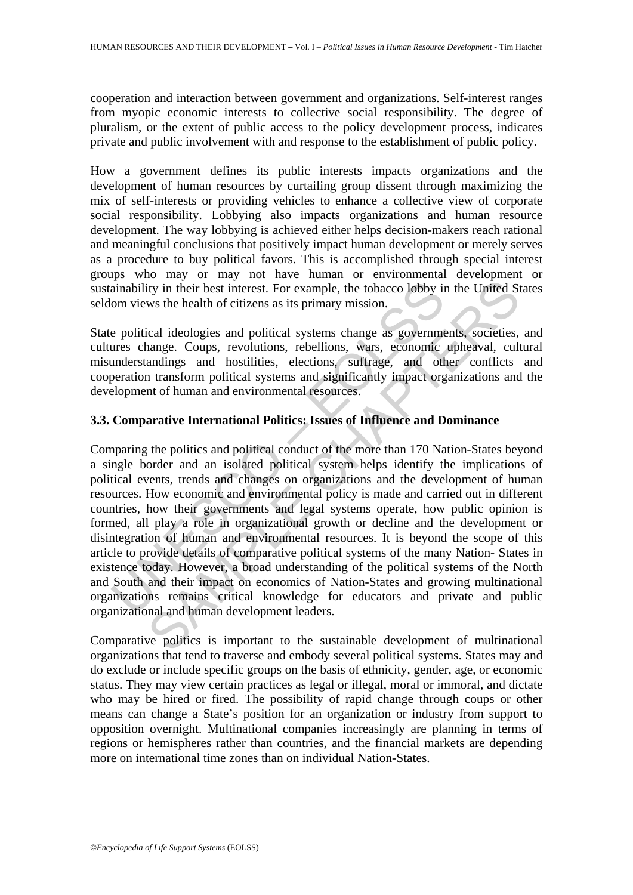cooperation and interaction between government and organizations. Self-interest ranges from myopic economic interests to collective social responsibility. The degree of pluralism, or the extent of public access to the policy development process, indicates private and public involvement with and response to the establishment of public policy.

How a government defines its public interests impacts organizations and the development of human resources by curtailing group dissent through maximizing the mix of self-interests or providing vehicles to enhance a collective view of corporate social responsibility. Lobbying also impacts organizations and human resource development. The way lobbying is achieved either helps decision-makers reach rational and meaningful conclusions that positively impact human development or merely serves as a procedure to buy political favors. This is accomplished through special interest groups who may or may not have human or environmental development or sustainability in their best interest. For example, the tobacco lobby in the United States seldom views the health of citizens as its primary mission.

State political ideologies and political systems change as governments, societies, and cultures change. Coups, revolutions, rebellions, wars, economic upheaval, cultural misunderstandings and hostilities, elections, suffrage, and other conflicts and cooperation transform political systems and significantly impact organizations and the development of human and environmental resources.

### 3.3. Comparative International Politics: Issues of Influence and Dominance

Comparing the politics and political conduct of the more than 170 Nation-States beyond a single border and an isolated political system helps identify the implications of political events, trends and changes on organizations and the development of human resources. How economic and environmental policy is made and carried out in different countries, how their governments and legal systems operate, how public opinion is formed, all play a role in organizational growth or decline and the development or disintegration of human and environmental resources. It is beyond the scope of this article to provide details of comparative political systems of the many Nation- States in existence today. However, a broad understanding of the political systems of the North and South and their impact on economics of Nation-States and growing multinational organizations remains critical knowledge for educators and private and public organizational and human development leaders.

Comparative politics is important to the sustainable development of multinational organizations that tend to traverse and embody several political systems. States may and do exclude or include specific groups on the basis of ethnicity, gender, age, or economic status. They may view certain practices as legal or illegal, moral or immoral, and dictate who may be hired or fired. The possibility of rapid change through coups or other means can change a State's position for an organization or industry from support to opposition overnight. Multinational companies increasingly are planning in terms of regions or hemispheres rather than countries, and the financial markets are depending more on international time zones than on individual Nation-States.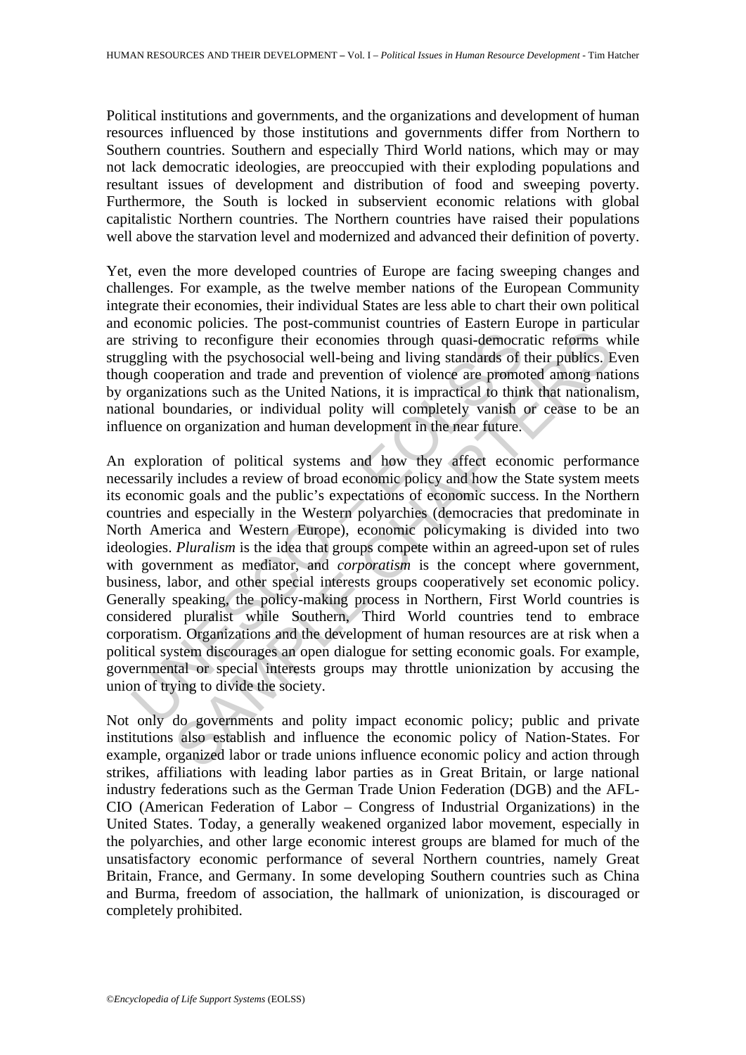Political institutions and governments, and the organizations and development of human resources influenced by those institutions and governments differ from Northern to Southern countries. Southern and especially Third World nations, which may or may not lack democratic ideologies, are preoccupied with their exploding populations and resultant issues of development and distribution of food and sweeping poverty. Furthermore, the South is locked in subservient economic relations with global capitalistic Northern countries. The Northern countries have raised their populations well above the starvation level and modernized and advanced their definition of poverty.

Yet, even the more developed countries of Europe are facing sweeping changes and challenges. For example, as the twelve member nations of the European Community integrate their economies, their individual States are less able to chart their own political and economic policies. The post-communist countries of Eastern Europe in particular are striving to reconfigure their economies through quasi-democratic reforms while struggling with the psychosocial well-being and living standards of their publics. Even though cooperation and trade and prevention of violence are promoted among nations by organizations such as the United Nations, it is impractical to think that nationalism, national boundaries, or individual polity will completely vanish or cease to be an influence on organization and human development in the near future.

An exploration of political systems and how they affect economic performance necessarily includes a review of broad economic policy and how the State system meets its economic goals and the public's expectations of economic success. In the Northern countries and especially in the Western polyarchies (democracies that predominate in North America and Western Europe), economic policymaking is divided into two ideologies. *Pluralism* is the idea that groups compete within an agreed-upon set of rules with government as mediator, and *corporatism* is the concept where government, business, labor, and other special interests groups cooperatively set economic policy. Generally speaking, the policy-making process in Northern, First World countries is considered pluralist while Southern, Third World countries tend to embrace corporatism. Organizations and the development of human resources are at risk when a political system discourages an open dialogue for setting economic goals. For example, governmental or special interests groups may throttle unionization by accusing the union of trying to divide the society.

Not only do governments and polity impact economic policy; public and private institutions also establish and influence the economic policy of Nation-States. For example, organized labor or trade unions influence economic policy and action through strikes, affiliations with leading labor parties as in Great Britain, or large national industry federations such as the German Trade Union Federation (DGB) and the AFL-CIO (American Federation of Labor – Congress of Industrial Organizations) in the United States. Today, a generally weakened organized labor movement, especially in the polyarchies, and other large economic interest groups are blamed for much of the unsatisfactory economic performance of several Northern countries, namely Great Britain, France, and Germany. In some developing Southern countries such as China and Burma, freedom of association, the hallmark of unionization, is discouraged or completely prohibited.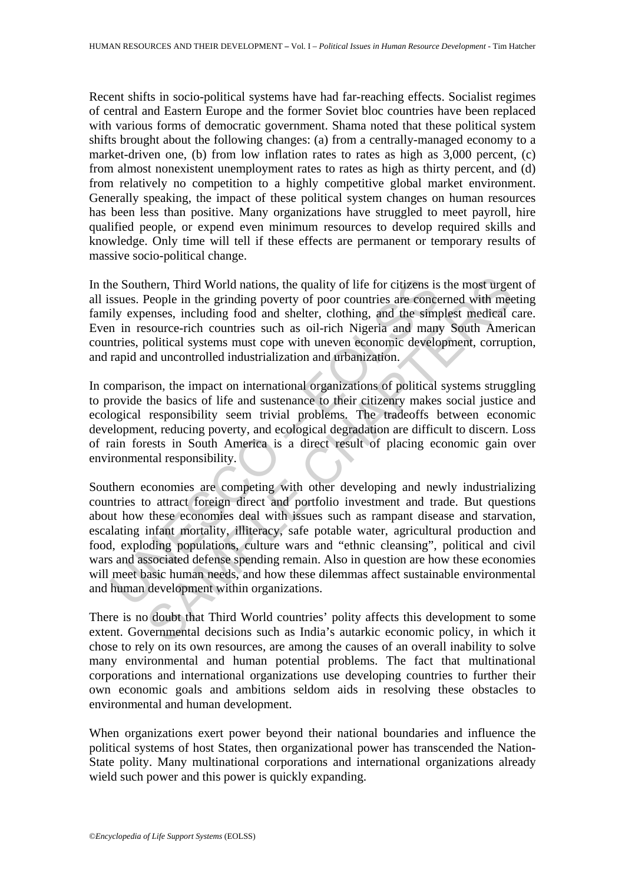Recent shifts in socio-political systems have had far-reaching effects. Socialist regimes of central and Eastern Europe and the former Soviet bloc countries have been replaced with various forms of democratic government. Shama noted that these political system shifts brought about the following changes: (a) from a centrally-managed economy to a market-driven one, (b) from low inflation rates to rates as high as 3,000 percent, (c) from almost nonexistent unemployment rates to rates as high as thirty percent, and (d) from relatively no competition to a highly competitive global market environment. Generally speaking, the impact of these political system changes on human resources has been less than positive. Many organizations have struggled to meet payroll, hire qualified people, or expend even minimum resources to develop required skills and knowledge. Only time will tell if these effects are permanent or temporary results of massive socio-political change.

In the Southern, Third World nations, the quality of life for citizens is the most urgent of all issues. People in the grinding poverty of poor countries are concerned with meeting family expenses, including food and shelter, clothing, and the simplest medical care. Even in resource-rich countries such as oil-rich Nigeria and many South American countries, political systems must cope with uneven economic development, corruption, and rapid and uncontrolled industrialization and urbanization.

In comparison, the impact on international organizations of political systems struggling to provide the basics of life and sustenance to their citizenry makes social justice and ecological responsibility seem trivial problems. The tradeoffs between economic development, reducing poverty, and ecological degradation are difficult to discern. Loss of rain forests in South America is a direct result of placing economic gain over environmental responsibility.

Southern economies are competing with other developing and newly industrializing countries to attract foreign direct and portfolio investment and trade. But questions about how these economies deal with issues such as rampant disease and starvation, escalating infant mortality, illiteracy, safe potable water, agricultural production and food, exploding populations, culture wars and "ethnic cleansing", political and civil wars and associated defense spending remain. Also in question are how these economies will meet basic human needs, and how these dilemmas affect sustainable environmental and human development within organizations.

There is no doubt that Third World countries' polity affects this development to some extent. Governmental decisions such as India's autarkic economic policy, in which it chose to rely on its own resources, are among the causes of an overall inability to solve many environmental and human potential problems. The fact that multinational corporations and international organizations use developing countries to further their own economic goals and ambitions seldom aids in resolving these obstacles to environmental and human development.

When organizations exert power beyond their national boundaries and influence the political systems of host States, then organizational power has transcended the Nation-State polity. Many multinational corporations and international organizations already wield such power and this power is quickly expanding.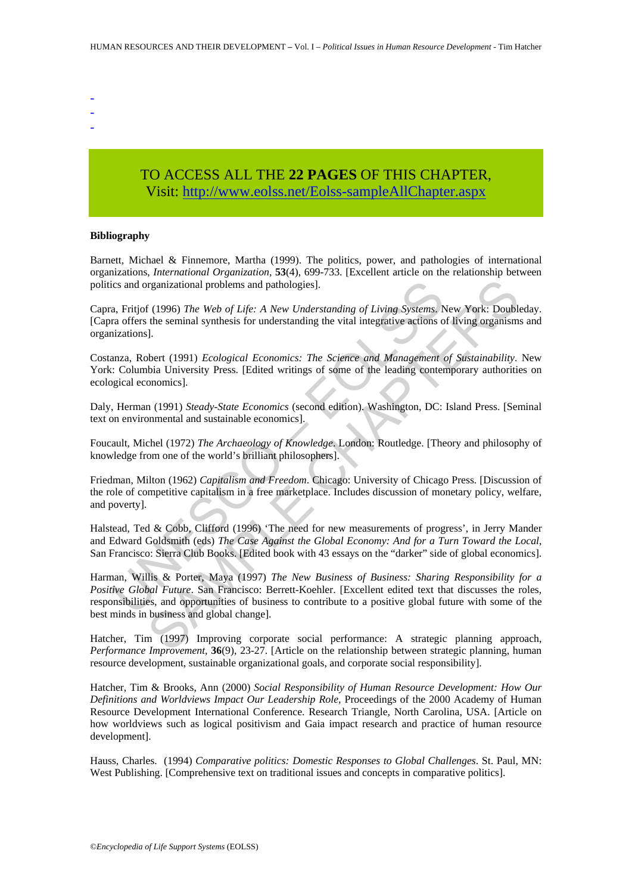-
-
-

TO ACCESS ALL THE **22 PAGES** OF THIS CHAPTER,
Visit: http://www.eolss.net/Eolss-sampleAllChapter.aspx

**Bibliography**

Barnett, Michael & Finnemore, Martha (1999). The politics, power, and pathologies of international organizations, *International Organization*, **53**(4), 699-733. [Excellent article on the relationship between politics and organizational problems and pathologies].

Capra, Fritjof (1996) *The Web of Life: A New Understanding of Living Systems*. New York: Doubleday. [Capra offers the seminal synthesis for understanding the vital integrative actions of living organisms and organizations].

Costanza, Robert (1991) *Ecological Economics: The Science and Management of Sustainability*. New York: Columbia University Press. [Edited writings of some of the leading contemporary authorities on ecological economics].

Daly, Herman (1991) *Steady-State Economics* (second edition). Washington, DC: Island Press. [Seminal text on environmental and sustainable economics].

Foucault, Michel (1972) *The Archaeology of Knowledge*. London: Routledge. [Theory and philosophy of knowledge from one of the world's brilliant philosophers].

Friedman, Milton (1962) *Capitalism and Freedom*. Chicago: University of Chicago Press. [Discussion of the role of competitive capitalism in a free marketplace. Includes discussion of monetary policy, welfare, and poverty].

Halstead, Ted & Cobb, Clifford (1996) 'The need for new measurements of progress', in Jerry Mander and Edward Goldsmith (eds) *The Case Against the Global Economy: And for a Turn Toward the Local*, San Francisco: Sierra Club Books. [Edited book with 43 essays on the "darker" side of global economics].

Harman, Willis & Porter, Maya (1997) *The New Business of Business: Sharing Responsibility for a Positive Global Future*. San Francisco: Berrett-Koehler. [Excellent edited text that discusses the roles, responsibilities, and opportunities of business to contribute to a positive global future with some of the best minds in business and global change].

Hatcher, Tim (1997) Improving corporate social performance: A strategic planning approach, *Performance Improvement*, **36**(9), 23-27. [Article on the relationship between strategic planning, human resource development, sustainable organizational goals, and corporate social responsibility].

Hatcher, Tim & Brooks, Ann (2000) *Social Responsibility of Human Resource Development: How Our Definitions and Worldviews Impact Our Leadership Role*, Proceedings of the 2000 Academy of Human Resource Development International Conference. Research Triangle, North Carolina, USA. [Article on how worldviews such as logical positivism and Gaia impact research and practice of human resource development].

Hauss, Charles. (1994) *Comparative politics: Domestic Responses to Global Challenges*. St. Paul, MN: West Publishing. [Comprehensive text on traditional issues and concepts in comparative politics].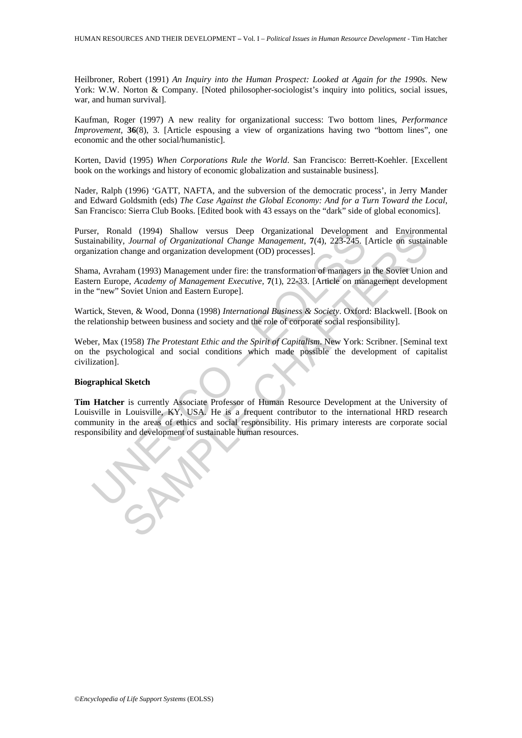Heilbroner, Robert (1991) *An Inquiry into the Human Prospect: Looked at Again for the 1990s*. New York: W.W. Norton & Company. [Noted philosopher-sociologist's inquiry into politics, social issues, war, and human survival].

Kaufman, Roger (1997) A new reality for organizational success: Two bottom lines, *Performance Improvement*, **36**(8), 3. [Article espousing a view of organizations having two "bottom lines", one economic and the other social/humanistic].

Korten, David (1995) *When Corporations Rule the World*. San Francisco: Berrett-Koehler. [Excellent book on the workings and history of economic globalization and sustainable business].

Nader, Ralph (1996) 'GATT, NAFTA, and the subversion of the democratic process', in Jerry Mander and Edward Goldsmith (eds) *The Case Against the Global Economy: And for a Turn Toward the Local*, San Francisco: Sierra Club Books. [Edited book with 43 essays on the "dark" side of global economics].

Purser, Ronald (1994) Shallow versus Deep Organizational Development and Environmental Sustainability, *Journal of Organizational Change Management*, **7**(4), 223-245. [Article on sustainable organization change and organization development (OD) processes].

Shama, Avraham (1993) Management under fire: the transformation of managers in the Soviet Union and Eastern Europe, *Academy of Management Executive*, **7**(1), 22-33. [Article on management development in the "new" Soviet Union and Eastern Europe].

Wartick, Steven, & Wood, Donna (1998) *International Business & Society*. Oxford: Blackwell. [Book on the relationship between business and society and the role of corporate social responsibility].

Weber, Max (1958) *The Protestant Ethic and the Spirit of Capitalism*. New York: Scribner. [Seminal text on the psychological and social conditions which made possible the development of capitalist civilization].

**Biographical Sketch**

**Tim Hatcher** is currently Associate Professor of Human Resource Development at the University of Louisville in Louisville, KY, USA. He is a frequent contributor to the international HRD research community in the areas of ethics and social responsibility. His primary interests are corporate social responsibility and development of sustainable human resources.